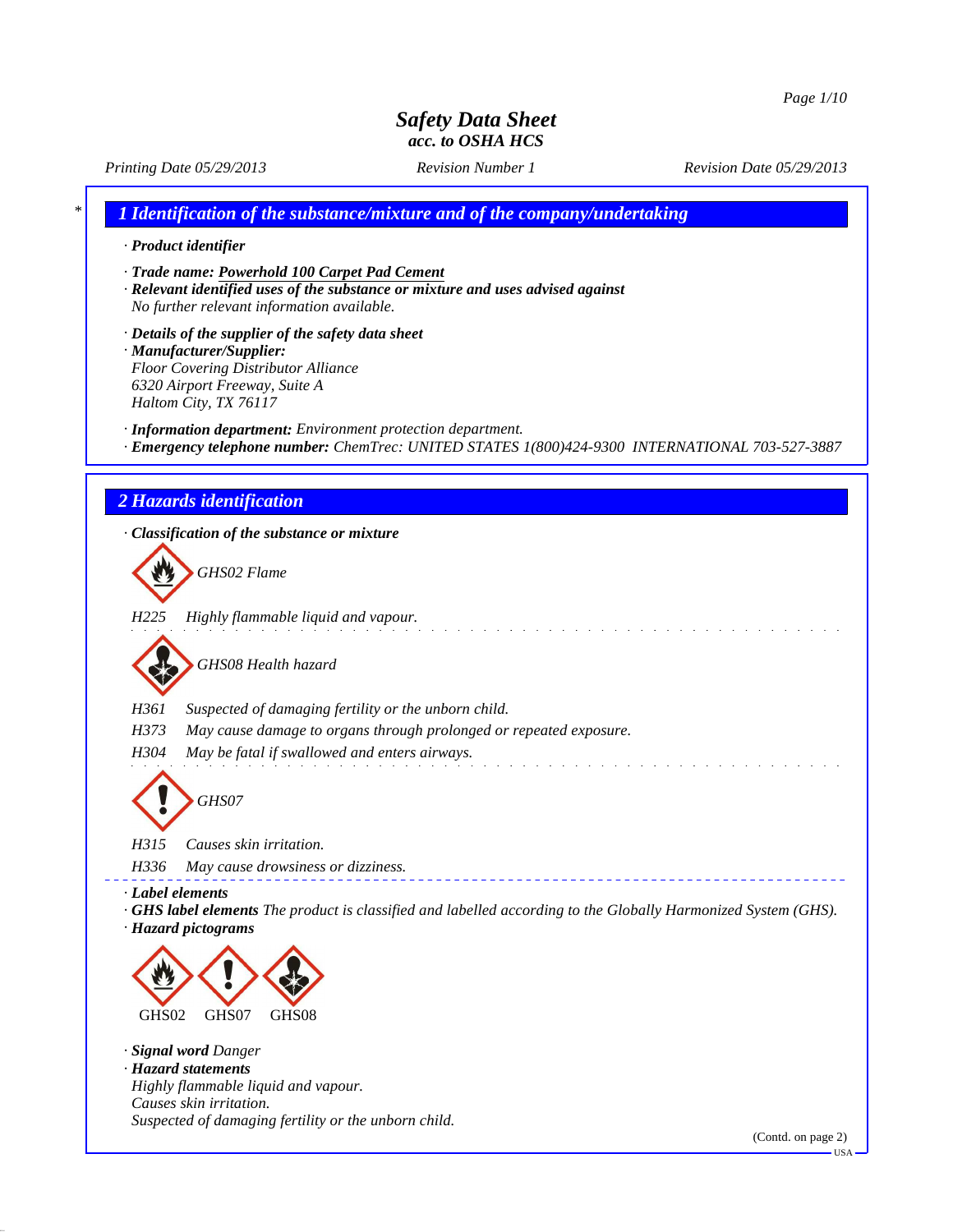# Safety Data Sheet
### acc. to OSHA HCS

*Printing Date 05/29/2013* *Revision Number 1* *Revision Date 05/29/2013*

## 1 Identification of the substance/mixture and of the company/undertaking

· **Product identifier**

· **Trade name:** **Powerhold 100 Carpet Pad Cement**

· **Relevant identified uses of the substance or mixture and uses advised against**
No further relevant information available.

· **Details of the supplier of the safety data sheet**

· **Manufacturer/Supplier:**
Floor Covering Distributor Alliance
6320 Airport Freeway, Suite A
Haltom City, TX 76117

· **Information department:** Environment protection department.

· **Emergency telephone number:** ChemTrec: UNITED STATES 1(800)424-9300 INTERNATIONAL 703-527-3887

## 2 Hazards identification

· **Classification of the substance or mixture**

GHS02 Flame

H225 Highly flammable liquid and vapour.

GHS08 Health hazard

H361 Suspected of damaging fertility or the unborn child.

H373 May cause damage to organs through prolonged or repeated exposure.

H304 May be fatal if swallowed and enters airways.

GHS07

H315 Causes skin irritation.

H336 May cause drowsiness or dizziness.

· **Label elements**

· **GHS label elements** The product is classified and labelled according to the Globally Harmonized System (GHS).

· **Hazard pictograms**

GHS02 GHS07 GHS08

· **Signal word** Danger

· **Hazard statements**
Highly flammable liquid and vapour.
Causes skin irritation.
Suspected of damaging fertility or the unborn child.

(Contd. on page 2)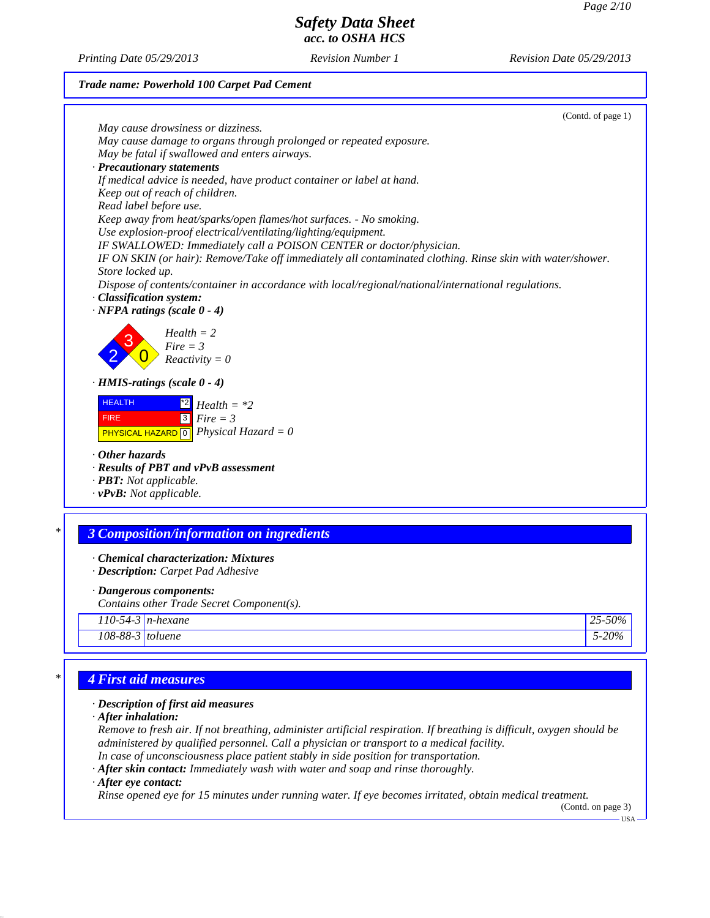**Trade name: Powerhold 100 Carpet Pad Cement**

(Contd. of page 1)

May cause drowsiness or dizziness.
May cause damage to organs through prolonged or repeated exposure.
May be fatal if swallowed and enters airways.

· **Precautionary statements**
If medical advice is needed, have product container or label at hand.
Keep out of reach of children.
Read label before use.
Keep away from heat/sparks/open flames/hot surfaces. - No smoking.
Use explosion-proof electrical/ventilating/lighting/equipment.
IF SWALLOWED: Immediately call a POISON CENTER or doctor/physician.
IF ON SKIN (or hair): Remove/Take off immediately all contaminated clothing. Rinse skin with water/shower.
Store locked up.
Dispose of contents/container in accordance with local/regional/national/international regulations.

· **Classification system:**
· **NFPA ratings (scale 0 - 4)**

Health = 2
Fire = 3
Reactivity = 0

· **HMIS-ratings (scale 0 - 4)**

| | |
|---|---|
| HEALTH | *2 |
| FIRE | 3 |
| PHYSICAL HAZARD | 0 |

Health = *2
Fire = 3
Physical Hazard = 0

· **Other hazards**
· **Results of PBT and vPvB assessment**
· **PBT:** Not applicable.
· **vPvB:** Not applicable.

## 3 Composition/information on ingredients

· **Chemical characterization: Mixtures**
· **Description:** Carpet Pad Adhesive

· **Dangerous components:**
Contains other Trade Secret Component(s).

| | | |
|---|---|---|
| 110-54-3 | n-hexane | 25-50% |
| 108-88-3 | toluene | 5-20% |

## 4 First aid measures

· **Description of first aid measures**
· **After inhalation:**
Remove to fresh air. If not breathing, administer artificial respiration. If breathing is difficult, oxygen should be administered by qualified personnel. Call a physician or transport to a medical facility.
In case of unconsciousness place patient stably in side position for transportation.
· **After skin contact:** Immediately wash with water and soap and rinse thoroughly.
· **After eye contact:**
Rinse opened eye for 15 minutes under running water. If eye becomes irritated, obtain medical treatment.

(Contd. on page 3)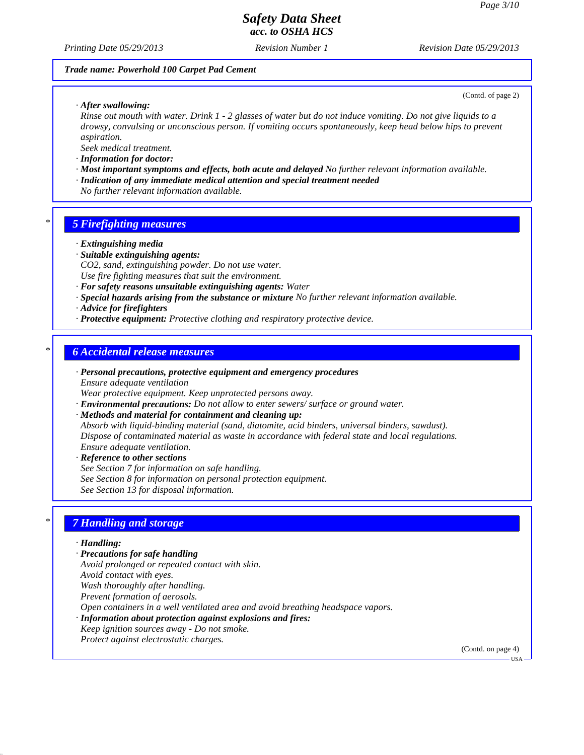**Trade name: Powerhold 100 Carpet Pad Cement**

(Contd. of page 2)

· **After swallowing:**
Rinse out mouth with water. Drink 1 - 2 glasses of water but do not induce vomiting. Do not give liquids to a drowsy, convulsing or unconscious person. If vomiting occurs spontaneously, keep head below hips to prevent aspiration.
Seek medical treatment.
· **Information for doctor:**
· **Most important symptoms and effects, both acute and delayed** No further relevant information available.
· **Indication of any immediate medical attention and special treatment needed**
No further relevant information available.

## * 5 Firefighting measures

· **Extinguishing media**
· **Suitable extinguishing agents:**
$CO_2$, sand, extinguishing powder. Do not use water.
Use fire fighting measures that suit the environment.
· **For safety reasons unsuitable extinguishing agents:** Water
· **Special hazards arising from the substance or mixture** No further relevant information available.
· **Advice for firefighters**
· **Protective equipment:** Protective clothing and respiratory protective device.

## * 6 Accidental release measures

· **Personal precautions, protective equipment and emergency procedures**
Ensure adequate ventilation
Wear protective equipment. Keep unprotected persons away.
· **Environmental precautions:** Do not allow to enter sewers/ surface or ground water.
· **Methods and material for containment and cleaning up:**
Absorb with liquid-binding material (sand, diatomite, acid binders, universal binders, sawdust).
Dispose of contaminated material as waste in accordance with federal state and local regulations.
Ensure adequate ventilation.
· **Reference to other sections**
See Section 7 for information on safe handling.
See Section 8 for information on personal protection equipment.
See Section 13 for disposal information.

## * 7 Handling and storage

· **Handling:**
· **Precautions for safe handling**
Avoid prolonged or repeated contact with skin.
Avoid contact with eyes.
Wash thoroughly after handling.
Prevent formation of aerosols.
Open containers in a well ventilated area and avoid breathing headspace vapors.
· **Information about protection against explosions and fires:**
Keep ignition sources away - Do not smoke.
Protect against electrostatic charges.

(Contd. on page 4)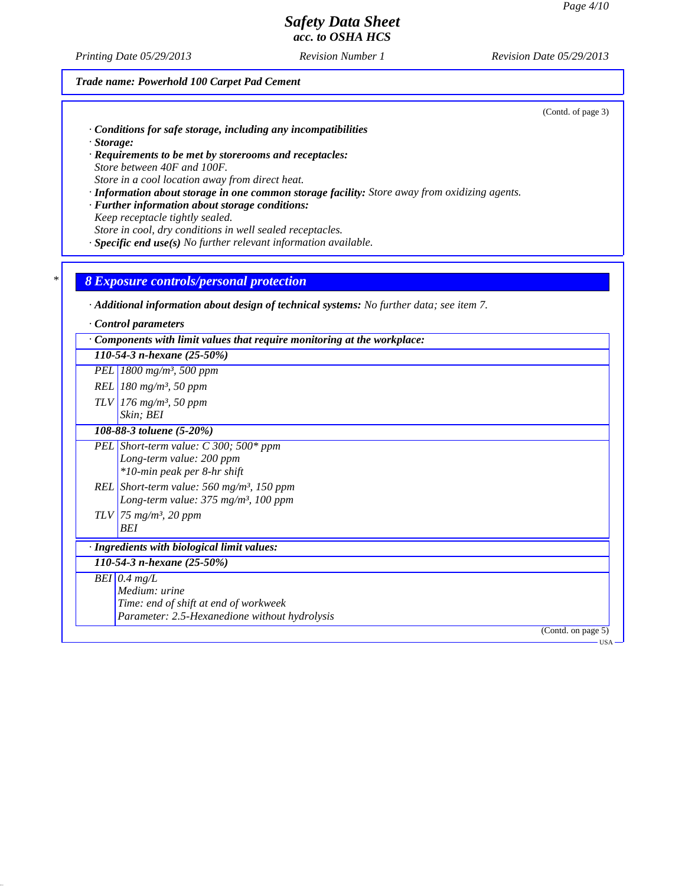Trade name: Powerhold 100 Carpet Pad Cement

(Contd. of page 3)

· **Conditions for safe storage, including any incompatibilities**
· **Storage:**
· **Requirements to be met by storerooms and receptacles:**
Store between 40F and 100F.
Store in a cool location away from direct heat.
· **Information about storage in one common storage facility:** Store away from oxidizing agents.
· **Further information about storage conditions:**
Keep receptacle tightly sealed.
Store in cool, dry conditions in well sealed receptacles.
· **Specific end use(s)** No further relevant information available.

## 8 Exposure controls/personal protection

· **Additional information about design of technical systems:** No further data; see item 7.

· **Control parameters**

| · Components with limit values that require monitoring at the workplace: | |
|---|---|
| **110-54-3 n-hexane (25-50%)** | |
| PEL | 1800 mg/m³, 500 ppm |
| REL | 180 mg/m³, 50 ppm |
| TLV | 176 mg/m³, 50 ppm<br>Skin; BEI |
| **108-88-3 toluene (5-20%)** | |
| PEL | Short-term value: C 300; 500* ppm<br>Long-term value: 200 ppm<br>*10-min peak per 8-hr shift |
| REL | Short-term value: 560 mg/m³, 150 ppm<br>Long-term value: 375 mg/m³, 100 ppm |
| TLV | 75 mg/m³, 20 ppm<br>BEI |

| · Ingredients with biological limit values: | |
|---|---|
| **110-54-3 n-hexane (25-50%)** | |
| BEI | 0.4 mg/L<br>Medium: urine<br>Time: end of shift at end of workweek<br>Parameter: 2.5-Hexanedione without hydrolysis |

(Contd. on page 5)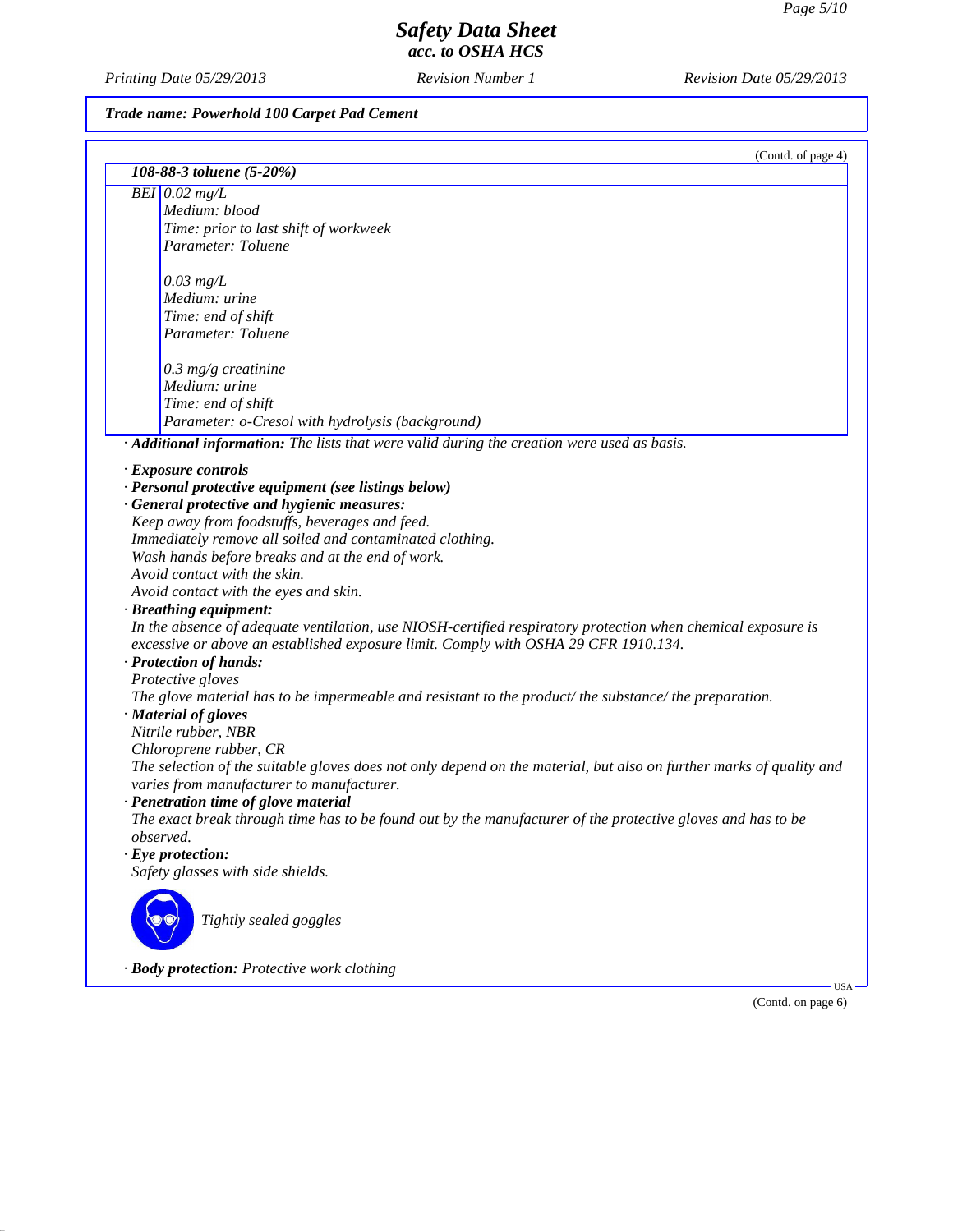**Trade name: Powerhold 100 Carpet Pad Cement**

(Contd. of page 4)

| 108-88-3 toluene (5-20%) | |
|---|---|
| BEI | 0.02 mg/L<br>Medium: blood<br>Time: prior to last shift of workweek<br>Parameter: Toluene<br><br>0.03 mg/L<br>Medium: urine<br>Time: end of shift<br>Parameter: Toluene<br><br>0.3 mg/g creatinine<br>Medium: urine<br>Time: end of shift<br>Parameter: o-Cresol with hydrolysis (background) |

· **Additional information:** The lists that were valid during the creation were used as basis.

· **Exposure controls**
· **Personal protective equipment (see listings below)**
· **General protective and hygienic measures:**
Keep away from foodstuffs, beverages and feed.
Immediately remove all soiled and contaminated clothing.
Wash hands before breaks and at the end of work.
Avoid contact with the skin.
Avoid contact with the eyes and skin.
· **Breathing equipment:**
In the absence of adequate ventilation, use NIOSH-certified respiratory protection when chemical exposure is excessive or above an established exposure limit. Comply with OSHA 29 CFR 1910.134.
· **Protection of hands:**
Protective gloves
The glove material has to be impermeable and resistant to the product/ the substance/ the preparation.
· **Material of gloves**
Nitrile rubber, NBR
Chloroprene rubber, CR
The selection of the suitable gloves does not only depend on the material, but also on further marks of quality and varies from manufacturer to manufacturer.
· **Penetration time of glove material**
The exact break through time has to be found out by the manufacturer of the protective gloves and has to be observed.
· **Eye protection:**
Safety glasses with side shields.

Tightly sealed goggles

· **Body protection:** Protective work clothing

(Contd. on page 6)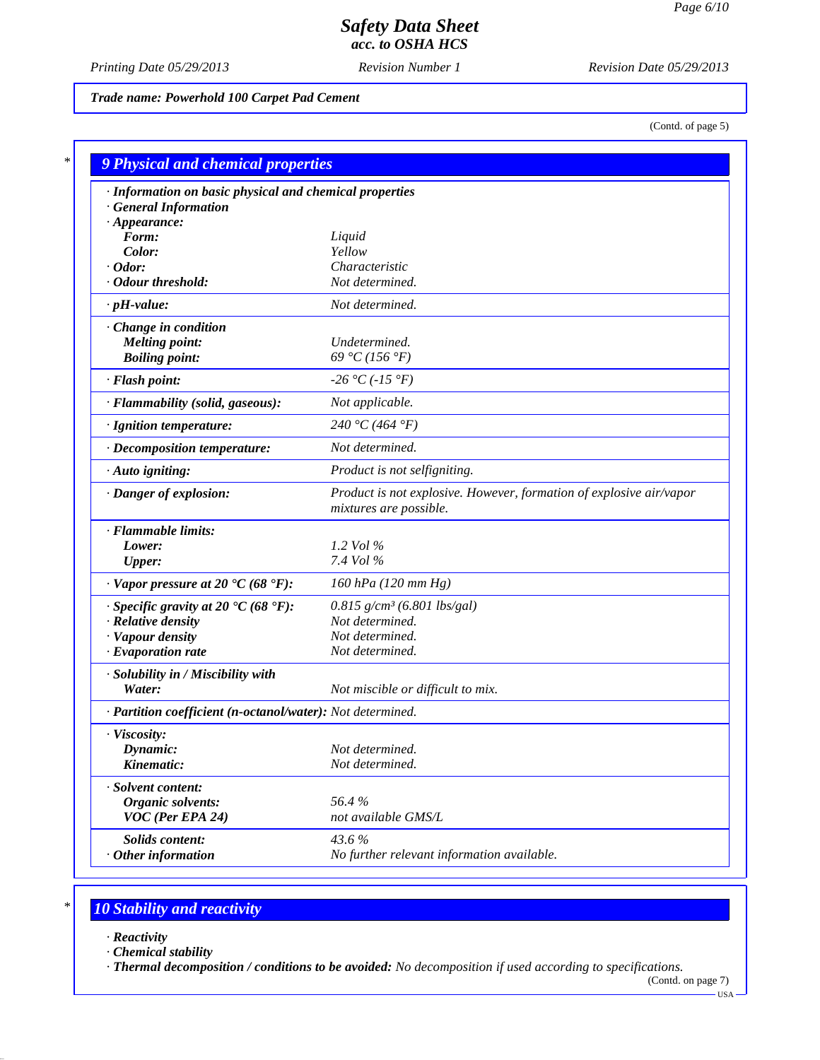**Trade name: Powerhold 100 Carpet Pad Cement**

(Contd. of page 5)

## 9 Physical and chemical properties

| | |
|---|---|
| · **Information on basic physical and chemical properties** | |
| · **General Information** | |
| · **Appearance:** | |
| **Form:** | Liquid |
| **Color:** | Yellow |
| · **Odor:** | Characteristic |
| · **Odour threshold:** | Not determined. |
| · **pH-value:** | Not determined. |
| · **Change in condition** | |
| **Melting point:** | Undetermined. |
| **Boiling point:** | 69 °C (156 °F) |
| · **Flash point:** | -26 °C (-15 °F) |
| · **Flammability (solid, gaseous):** | Not applicable. |
| · **Ignition temperature:** | 240 °C (464 °F) |
| · **Decomposition temperature:** | Not determined. |
| · **Auto igniting:** | Product is not selfigniting. |
| · **Danger of explosion:** | Product is not explosive. However, formation of explosive air/vapor mixtures are possible. |
| · **Flammable limits:** | |
| **Lower:** | 1.2 Vol % |
| **Upper:** | 7.4 Vol % |
| · **Vapor pressure at 20 °C (68 °F):** | 160 hPa (120 mm Hg) |
| · **Specific gravity at 20 °C (68 °F):** | 0.815 g/cm³ (6.801 lbs/gal) |
| · **Relative density** | Not determined. |
| · **Vapour density** | Not determined. |
| · **Evaporation rate** | Not determined. |
| · **Solubility in / Miscibility with** | |
| **Water:** | Not miscible or difficult to mix. |
| · **Partition coefficient (n-octanol/water):** | Not determined. |
| · **Viscosity:** | |
| **Dynamic:** | Not determined. |
| **Kinematic:** | Not determined. |
| · **Solvent content:** | |
| **Organic solvents:** | 56.4 % |
| **VOC (Per EPA 24)** | not available GMS/L |
| **Solids content:** | 43.6 % |
| · **Other information** | No further relevant information available. |

## 10 Stability and reactivity

· **Reactivity**

· **Chemical stability**

· **Thermal decomposition / conditions to be avoided:** No decomposition if used according to specifications.

(Contd. on page 7)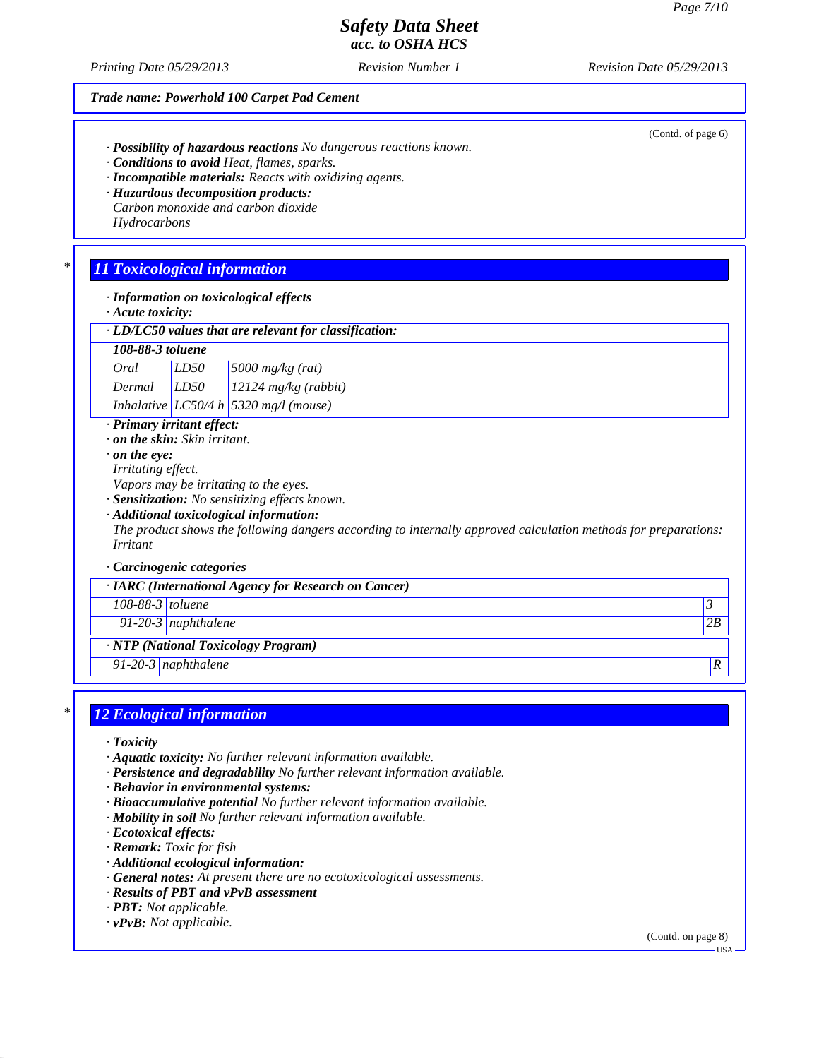**Trade name: Powerhold 100 Carpet Pad Cement**

(Contd. of page 6)

· **Possibility of hazardous reactions** No dangerous reactions known.
· **Conditions to avoid** Heat, flames, sparks.
· **Incompatible materials:** Reacts with oxidizing agents.
· **Hazardous decomposition products:**
Carbon monoxide and carbon dioxide
Hydrocarbons

## 11 Toxicological information

· **Information on toxicological effects**
· **Acute toxicity:**

| · LD/LC50 values that are relevant for classification: | | |
|---|---|---|
| **108-88-3 toluene** | | |
| Oral | LD50 | 5000 mg/kg (rat) |
| Dermal | LD50 | 12124 mg/kg (rabbit) |
| Inhalative | LC50/4 h | 5320 mg/l (mouse) |

· **Primary irritant effect:**
· **on the skin:** Skin irritant.
· **on the eye:**
Irritating effect.
Vapors may be irritating to the eyes.
· **Sensitization:** No sensitizing effects known.
· **Additional toxicological information:**
The product shows the following dangers according to internally approved calculation methods for preparations:
Irritant

· **Carcinogenic categories**

| · IARC (International Agency for Research on Cancer) | | |
|---|---|---|
| 108-88-3 | toluene | 3 |
| 91-20-3 | naphthalene | 2B |

| · NTP (National Toxicology Program) | | |
|---|---|---|
| 91-20-3 | naphthalene | R |

## 12 Ecological information

· **Toxicity**
· **Aquatic toxicity:** No further relevant information available.
· **Persistence and degradability** No further relevant information available.
· **Behavior in environmental systems:**
· **Bioaccumulative potential** No further relevant information available.
· **Mobility in soil** No further relevant information available.
· **Ecotoxical effects:**
· **Remark:** Toxic for fish
· **Additional ecological information:**
· **General notes:** At present there are no ecotoxicological assessments.
· **Results of PBT and vPvB assessment**
· **PBT:** Not applicable.
· **vPvB:** Not applicable.

(Contd. on page 8)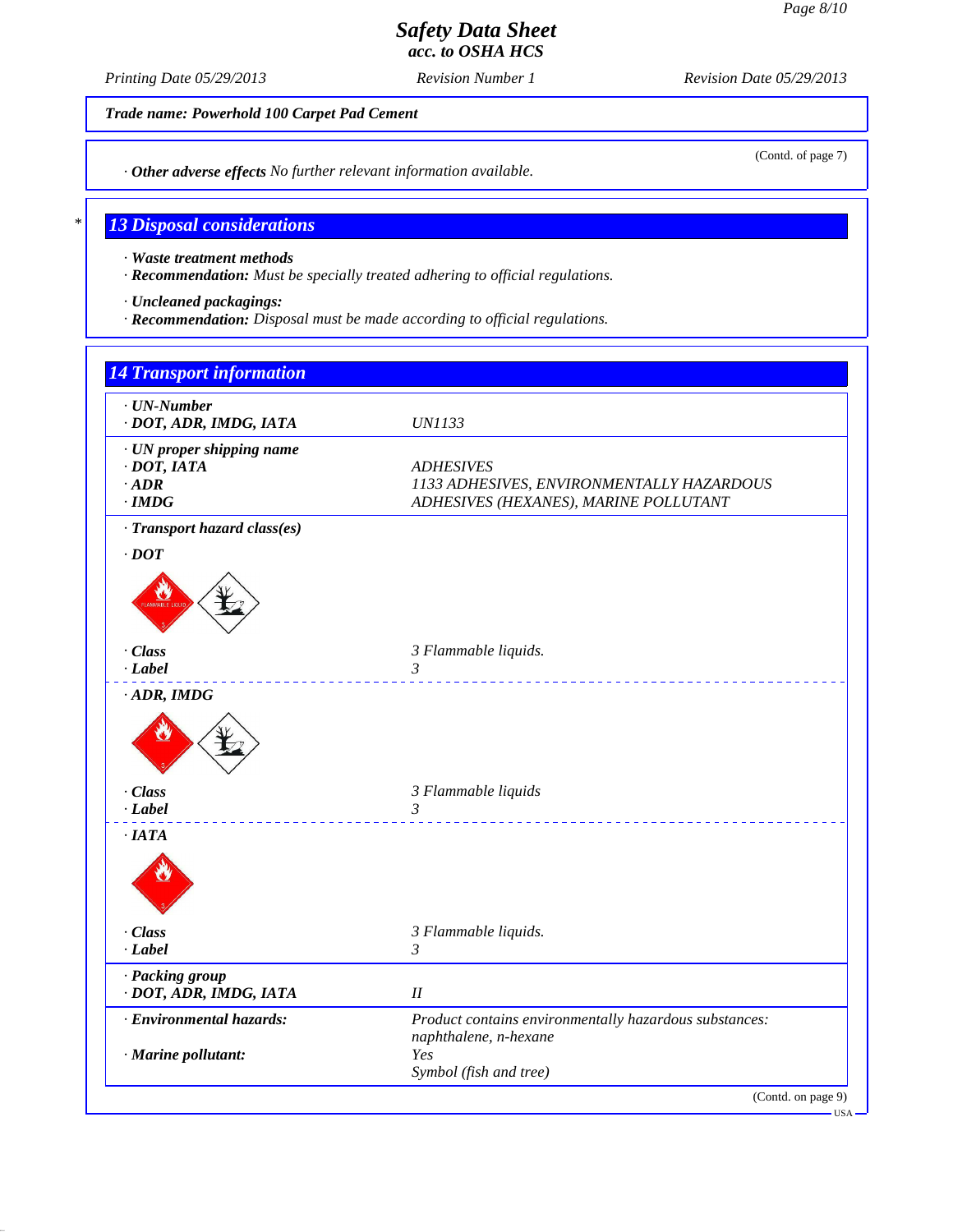Trade name: Powerhold 100 Carpet Pad Cement

(Contd. of page 7)

· **Other adverse effects** No further relevant information available.

## 13 Disposal considerations

· **Waste treatment methods**
· **Recommendation:** Must be specially treated adhering to official regulations.

· **Uncleaned packagings:**
· **Recommendation:** Disposal must be made according to official regulations.

## 14 Transport information

| | |
|---|---|
| · **UN-Number** | |
| · **DOT, ADR, IMDG, IATA** | UN1133 |
| · **UN proper shipping name** | |
| · **DOT, IATA** | ADHESIVES |
| · **ADR** | 1133 ADHESIVES, ENVIRONMENTALLY HAZARDOUS |
| · **IMDG** | ADHESIVES (HEXANES), MARINE POLLUTANT |
| · **Transport hazard class(es)** | |
| · **DOT** | |
| · **Class** | 3 Flammable liquids. |
| · **Label** | 3 |
| · **ADR, IMDG** | |
| · **Class** | 3 Flammable liquids |
| · **Label** | 3 |
| · **IATA** | |
| · **Class** | 3 Flammable liquids. |
| · **Label** | 3 |
| · **Packing group** | |
| · **DOT, ADR, IMDG, IATA** | II |
| · **Environmental hazards:** | Product contains environmentally hazardous substances: naphthalene, n-hexane |
| · **Marine pollutant:** | Yes<br>Symbol (fish and tree) |

(Contd. on page 9)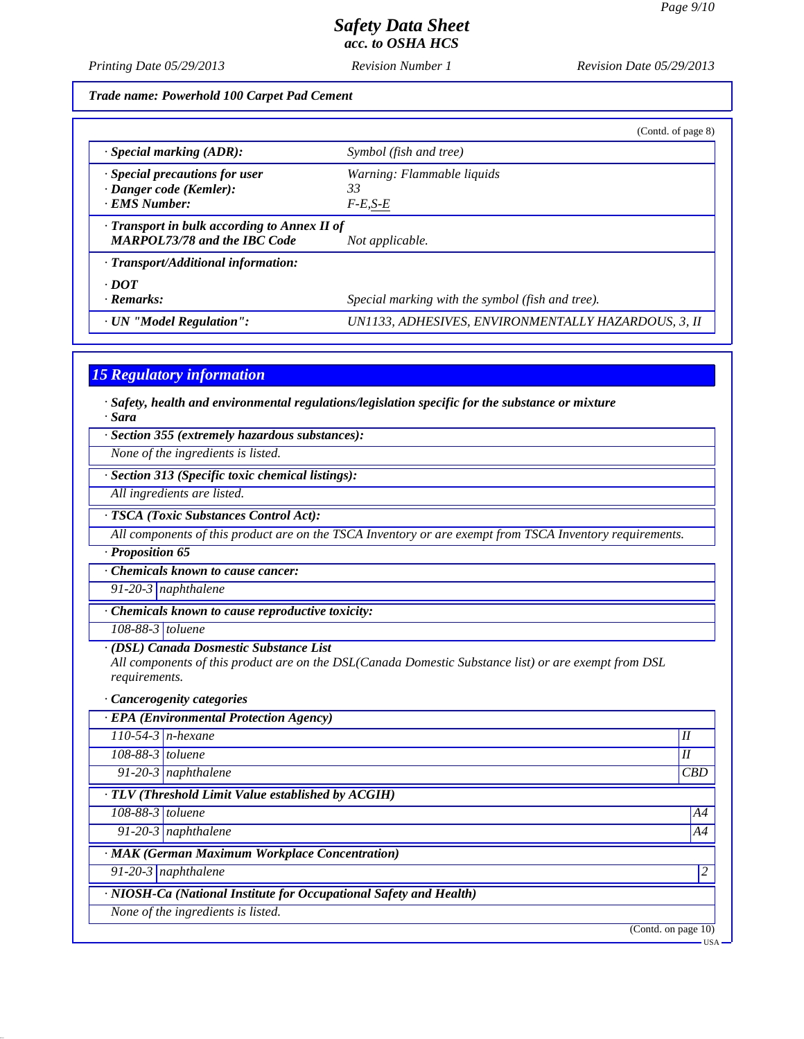*Safety Data Sheet*
*acc. to OSHA HCS*

Printing Date 05/29/2013 | Revision Number 1 | Revision Date 05/29/2013

**Trade name: Powerhold 100 Carpet Pad Cement**

(Contd. of page 8)

| | |
|---|---|
| · **Special marking (ADR):** | Symbol (fish and tree) |
| · **Special precautions for user** | Warning: Flammable liquids |
| · **Danger code (Kemler):** | 33 |
| · **EMS Number:** | F-E,S-E |
| · **Transport in bulk according to Annex II of MARPOL73/78 and the IBC Code** | Not applicable. |
| · **Transport/Additional information:** | |
| · **DOT** | |
| · **Remarks:** | Special marking with the symbol (fish and tree). |
| · **UN "Model Regulation":** | UN1133, ADHESIVES, ENVIRONMENTALLY HAZARDOUS, 3, II |

## 15 Regulatory information

· **Safety, health and environmental regulations/legislation specific for the substance or mixture**
· **Sara**

· **Section 355 (extremely hazardous substances):**
None of the ingredients is listed.

· **Section 313 (Specific toxic chemical listings):**
All ingredients are listed.

· **TSCA (Toxic Substances Control Act):**
All components of this product are on the TSCA Inventory or are exempt from TSCA Inventory requirements.

· **Proposition 65**

· **Chemicals known to cause cancer:**

| | |
|---|---|
| 91-20-3 | naphthalene |

· **Chemicals known to cause reproductive toxicity:**

| | |
|---|---|
| 108-88-3 | toluene |

· **(DSL) Canada Dosmestic Substance List**
All components of this product are on the DSL(Canada Domestic Substance list) or are exempt from DSL requirements.

· **Cancerogenity categories**

· **EPA (Environmental Protection Agency)**

| | | |
|---|---|---|
| 110-54-3 | n-hexane | II |
| 108-88-3 | toluene | II |
| 91-20-3 | naphthalene | CBD |

· **TLV (Threshold Limit Value established by ACGIH)**

| | | |
|---|---|---|
| 108-88-3 | toluene | A4 |
| 91-20-3 | naphthalene | A4 |

· **MAK (German Maximum Workplace Concentration)**

| | | |
|---|---|---|
| 91-20-3 | naphthalene | 2 |

· **NIOSH-Ca (National Institute for Occupational Safety and Health)**
None of the ingredients is listed.

(Contd. on page 10)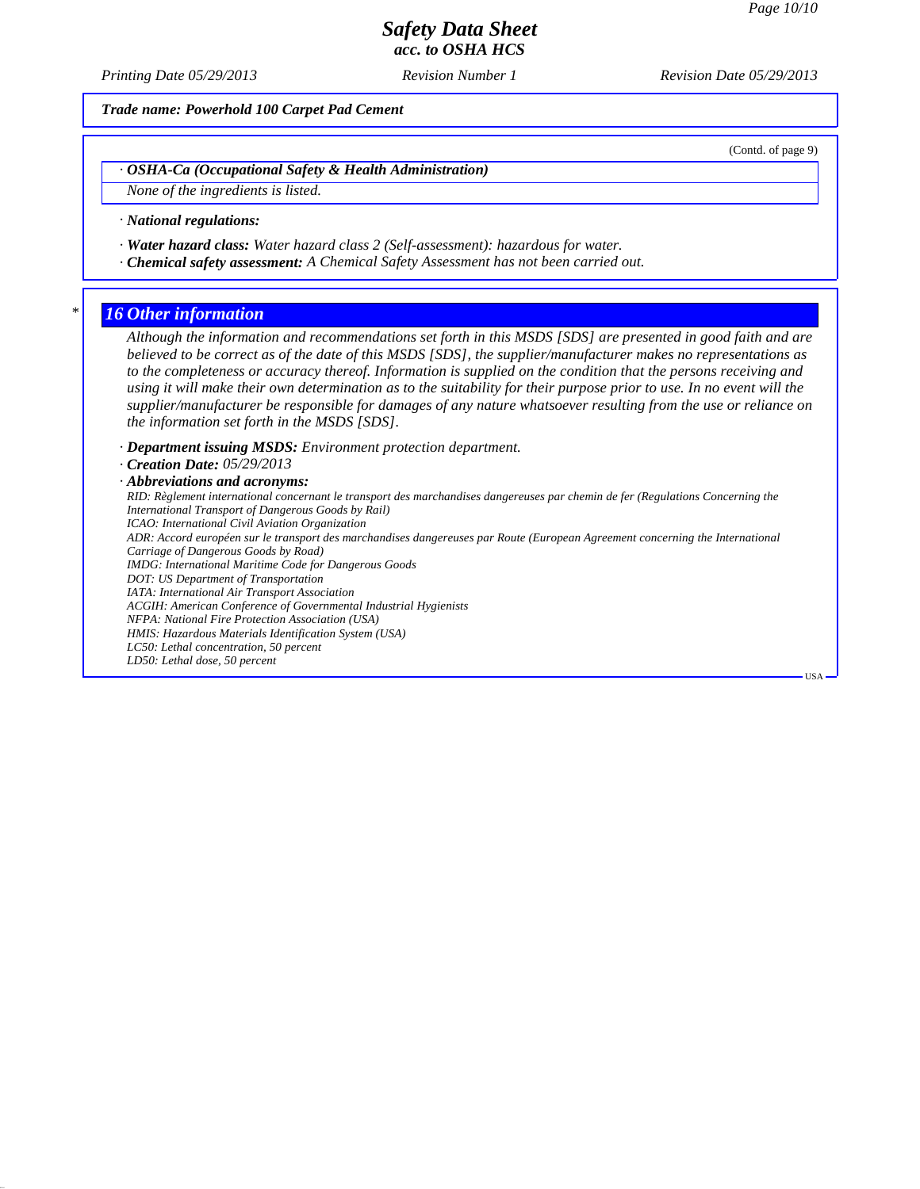(Contd. of page 9)

· **OSHA-Ca (Occupational Safety & Health Administration)**

None of the ingredients is listed.

· **National regulations:**

· **Water hazard class:** Water hazard class 2 (Self-assessment): hazardous for water.

· **Chemical safety assessment:** A Chemical Safety Assessment has not been carried out.

## * 16 Other information

Although the information and recommendations set forth in this MSDS [SDS] are presented in good faith and are believed to be correct as of the date of this MSDS [SDS], the supplier/manufacturer makes no representations as to the completeness or accuracy thereof. Information is supplied on the condition that the persons receiving and using it will make their own determination as to the suitability for their purpose prior to use. In no event will the supplier/manufacturer be responsible for damages of any nature whatsoever resulting from the use or reliance on the information set forth in the MSDS [SDS].

· **Department issuing MSDS:** Environment protection department.

· **Creation Date:** 05/29/2013

· **Abbreviations and acronyms:**

RID: Règlement international concernant le transport des marchandises dangereuses par chemin de fer (Regulations Concerning the International Transport of Dangerous Goods by Rail)
ICAO: International Civil Aviation Organization
ADR: Accord européen sur le transport des marchandises dangereuses par Route (European Agreement concerning the International Carriage of Dangerous Goods by Road)
IMDG: International Maritime Code for Dangerous Goods
DOT: US Department of Transportation
IATA: International Air Transport Association
ACGIH: American Conference of Governmental Industrial Hygienists
NFPA: National Fire Protection Association (USA)
HMIS: Hazardous Materials Identification System (USA)
LC50: Lethal concentration, 50 percent
LD50: Lethal dose, 50 percent

USA